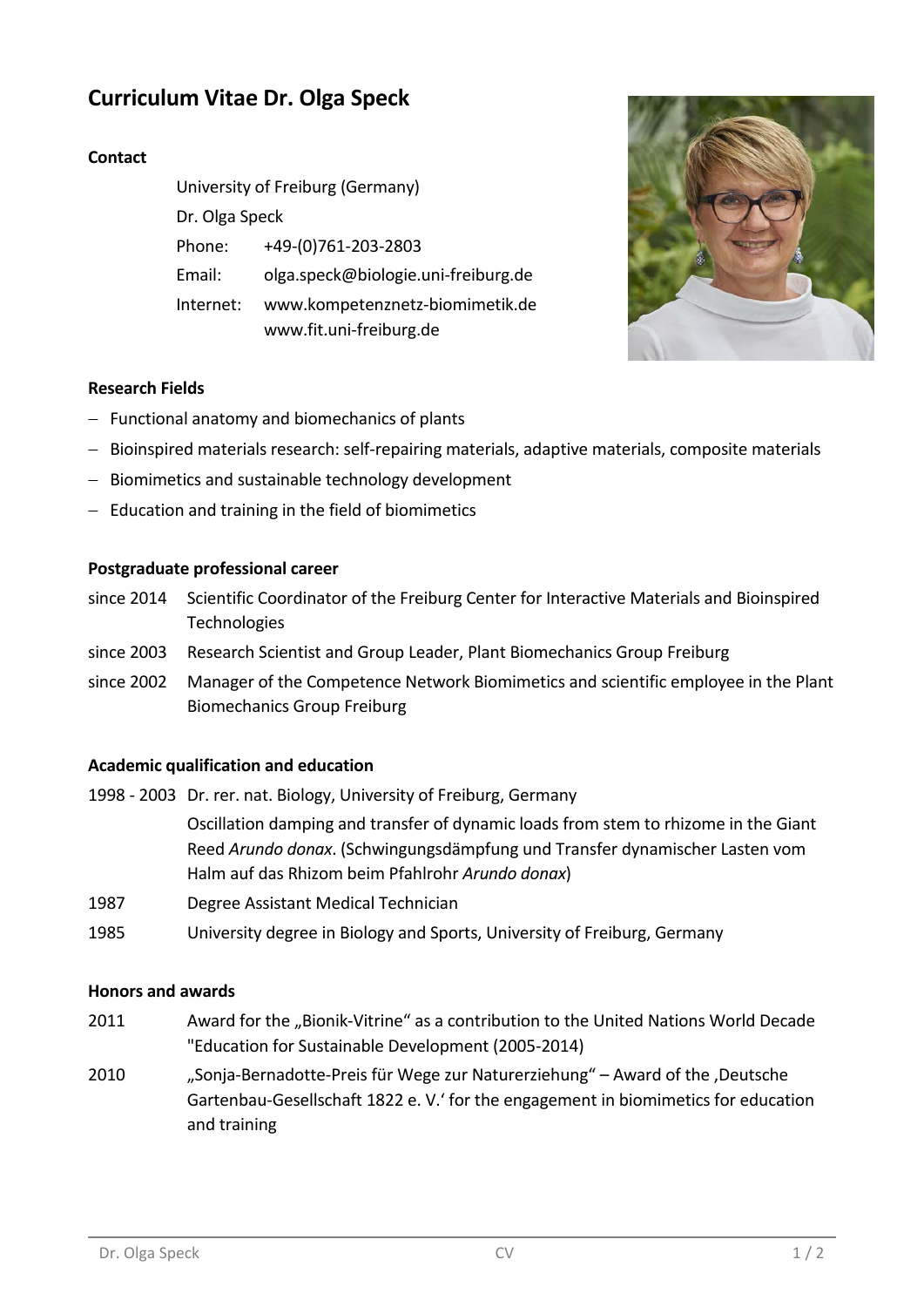# Curriculum Vitae Dr. Olga Speck

## Contact

University of Freiburg (Germany)
Dr. Olga Speck

| | |
|---|---|
| Phone: | +49-(0)761-203-2803 |
| Email: | olga.speck@biologie.uni-freiburg.de |
| Internet: | www.kompetenznetz-biomimetik.de<br>www.fit.uni-freiburg.de |

## Research Fields

- Functional anatomy and biomechanics of plants
- Bioinspired materials research: self-repairing materials, adaptive materials, composite materials
- Biomimetics and sustainable technology development
- Education and training in the field of biomimetics

## Postgraduate professional career

| | |
|---|---|
| since 2014 | Scientific Coordinator of the Freiburg Center for Interactive Materials and Bioinspired Technologies |
| since 2003 | Research Scientist and Group Leader, Plant Biomechanics Group Freiburg |
| since 2002 | Manager of the Competence Network Biomimetics and scientific employee in the Plant Biomechanics Group Freiburg |

## Academic qualification and education

| | |
|---|---|
| 1998 - 2003 | Dr. rer. nat. Biology, University of Freiburg, Germany<br>Oscillation damping and transfer of dynamic loads from stem to rhizome in the Giant Reed *Arundo donax*. (Schwingungsdämpfung und Transfer dynamischer Lasten vom Halm auf das Rhizom beim Pfahlrohr *Arundo donax*) |
| 1987 | Degree Assistant Medical Technician |
| 1985 | University degree in Biology and Sports, University of Freiburg, Germany |

## Honors and awards

| | |
|---|---|
| 2011 | Award for the „Bionik-Vitrine“ as a contribution to the United Nations World Decade "Education for Sustainable Development (2005-2014) |
| 2010 | „Sonja-Bernadotte-Preis für Wege zur Naturerziehung“ – Award of the ‚Deutsche Gartenbau-Gesellschaft 1822 e. V.‘ for the engagement in biomimetics for education and training |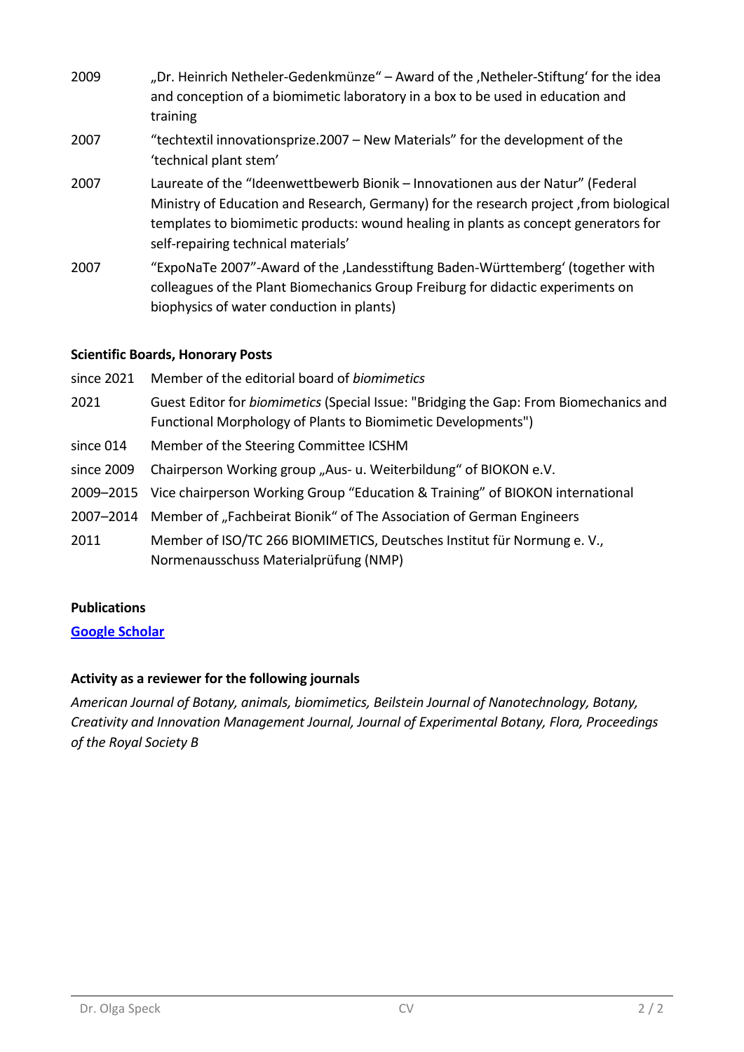| | |
|---|---|
| 2009 | „Dr. Heinrich Netheler-Gedenkmünze“ – Award of the ‚Netheler-Stiftung‘ for the idea and conception of a biomimetic laboratory in a box to be used in education and training |
| 2007 | “techtextil innovationsprize.2007 – New Materials” for the development of the ‘technical plant stem’ |
| 2007 | Laureate of the “Ideenwettbewerb Bionik – Innovationen aus der Natur” (Federal Ministry of Education and Research, Germany) for the research project ‚from biological templates to biomimetic products: wound healing in plants as concept generators for self-repairing technical materials’ |
| 2007 | “ExpoNaTe 2007”-Award of the ‚Landesstiftung Baden-Württemberg‘ (together with colleagues of the Plant Biomechanics Group Freiburg for didactic experiments on biophysics of water conduction in plants) |

**Scientific Boards, Honorary Posts**

| | |
|---|---|
| since 2021 | Member of the editorial board of *biomimetics* |
| 2021 | Guest Editor for *biomimetics* (Special Issue: "Bridging the Gap: From Biomechanics and Functional Morphology of Plants to Biomimetic Developments") |
| since 014 | Member of the Steering Committee ICSHM |
| since 2009 | Chairperson Working group „Aus- u. Weiterbildung“ of BIOKON e.V. |
| 2009–2015 | Vice chairperson Working Group “Education & Training” of BIOKON international |
| 2007–2014 | Member of „Fachbeirat Bionik“ of The Association of German Engineers |
| 2011 | Member of ISO/TC 266 BIOMIMETICS, Deutsches Institut für Normung e. V., Normenausschuss Materialprüfung (NMP) |

**Publications**

**[Google Scholar]**

**Activity as a reviewer for the following journals**

*American Journal of Botany, animals, biomimetics, Beilstein Journal of Nanotechnology, Botany, Creativity and Innovation Management Journal, Journal of Experimental Botany, Flora, Proceedings of the Royal Society B*